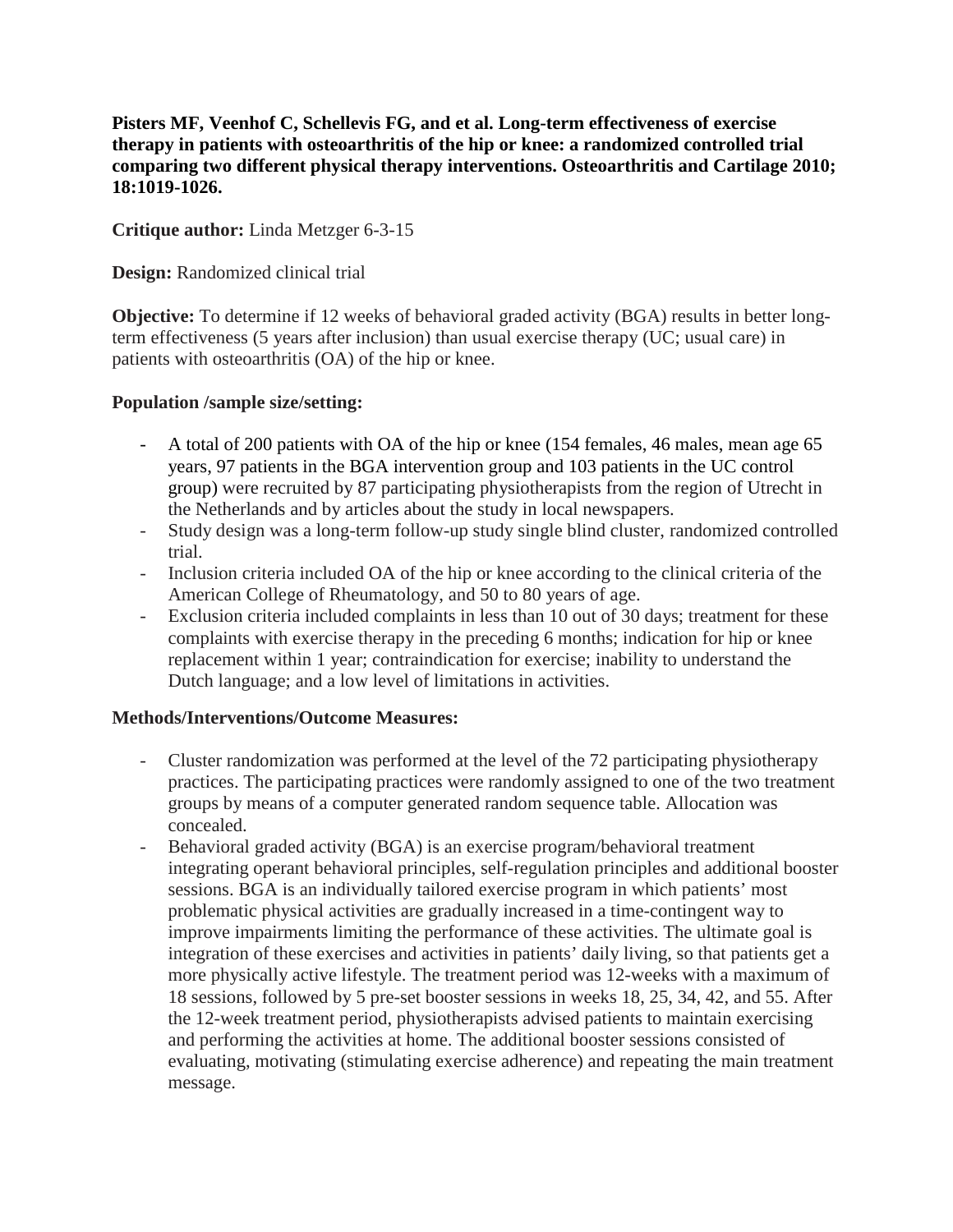**Pisters MF, Veenhof C, Schellevis FG, and et al. Long-term effectiveness of exercise therapy in patients with osteoarthritis of the hip or knee: a randomized controlled trial comparing two different physical therapy interventions. Osteoarthritis and Cartilage 2010; 18:1019-1026.**

**Critique author:** Linda Metzger 6-3-15

**Design:** Randomized clinical trial

**Objective:** To determine if 12 weeks of behavioral graded activity (BGA) results in better long-term effectiveness (5 years after inclusion) than usual exercise therapy (UC; usual care) in patients with osteoarthritis (OA) of the hip or knee.

**Population /sample size/setting:**

- A total of 200 patients with OA of the hip or knee (154 females, 46 males, mean age 65 years, 97 patients in the BGA intervention group and 103 patients in the UC control group) were recruited by 87 participating physiotherapists from the region of Utrecht in the Netherlands and by articles about the study in local newspapers.
- Study design was a long-term follow-up study single blind cluster, randomized controlled trial.
- Inclusion criteria included OA of the hip or knee according to the clinical criteria of the American College of Rheumatology, and 50 to 80 years of age.
- Exclusion criteria included complaints in less than 10 out of 30 days; treatment for these complaints with exercise therapy in the preceding 6 months; indication for hip or knee replacement within 1 year; contraindication for exercise; inability to understand the Dutch language; and a low level of limitations in activities.

**Methods/Interventions/Outcome Measures:**

- Cluster randomization was performed at the level of the 72 participating physiotherapy practices. The participating practices were randomly assigned to one of the two treatment groups by means of a computer generated random sequence table. Allocation was concealed.
- Behavioral graded activity (BGA) is an exercise program/behavioral treatment integrating operant behavioral principles, self-regulation principles and additional booster sessions. BGA is an individually tailored exercise program in which patients' most problematic physical activities are gradually increased in a time-contingent way to improve impairments limiting the performance of these activities. The ultimate goal is integration of these exercises and activities in patients' daily living, so that patients get a more physically active lifestyle. The treatment period was 12-weeks with a maximum of 18 sessions, followed by 5 pre-set booster sessions in weeks 18, 25, 34, 42, and 55. After the 12-week treatment period, physiotherapists advised patients to maintain exercising and performing the activities at home. The additional booster sessions consisted of evaluating, motivating (stimulating exercise adherence) and repeating the main treatment message.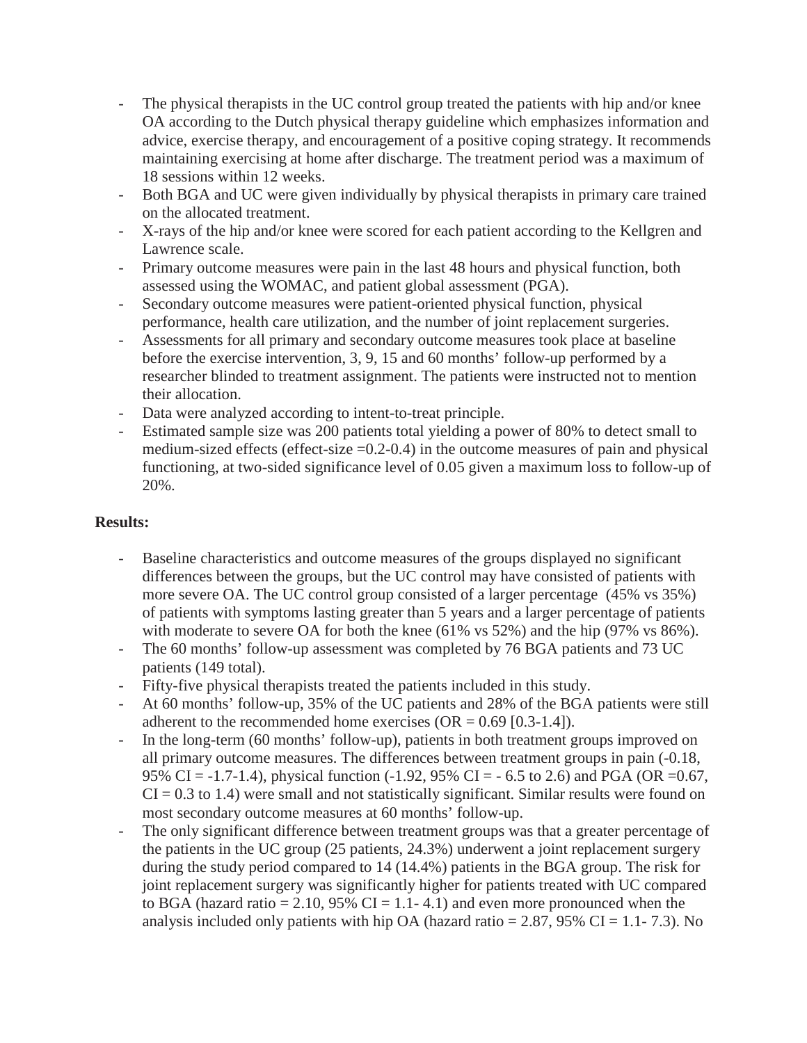- The physical therapists in the UC control group treated the patients with hip and/or knee OA according to the Dutch physical therapy guideline which emphasizes information and advice, exercise therapy, and encouragement of a positive coping strategy. It recommends maintaining exercising at home after discharge. The treatment period was a maximum of 18 sessions within 12 weeks.
- Both BGA and UC were given individually by physical therapists in primary care trained on the allocated treatment.
- X-rays of the hip and/or knee were scored for each patient according to the Kellgren and Lawrence scale.
- Primary outcome measures were pain in the last 48 hours and physical function, both assessed using the WOMAC, and patient global assessment (PGA).
- Secondary outcome measures were patient-oriented physical function, physical performance, health care utilization, and the number of joint replacement surgeries.
- Assessments for all primary and secondary outcome measures took place at baseline before the exercise intervention, 3, 9, 15 and 60 months' follow-up performed by a researcher blinded to treatment assignment. The patients were instructed not to mention their allocation.
- Data were analyzed according to intent-to-treat principle.
- Estimated sample size was 200 patients total yielding a power of 80% to detect small to medium-sized effects (effect-size =0.2-0.4) in the outcome measures of pain and physical functioning, at two-sided significance level of 0.05 given a maximum loss to follow-up of 20%.

**Results:**

- Baseline characteristics and outcome measures of the groups displayed no significant differences between the groups, but the UC control may have consisted of patients with more severe OA. The UC control group consisted of a larger percentage (45% vs 35%) of patients with symptoms lasting greater than 5 years and a larger percentage of patients with moderate to severe OA for both the knee (61% vs 52%) and the hip (97% vs 86%).
- The 60 months' follow-up assessment was completed by 76 BGA patients and 73 UC patients (149 total).
- Fifty-five physical therapists treated the patients included in this study.
- At 60 months' follow-up, 35% of the UC patients and 28% of the BGA patients were still adherent to the recommended home exercises (OR = 0.69 [0.3-1.4]).
- In the long-term (60 months' follow-up), patients in both treatment groups improved on all primary outcome measures. The differences between treatment groups in pain (-0.18, 95% CI = -1.7-1.4), physical function (-1.92, 95% CI = - 6.5 to 2.6) and PGA (OR =0.67, CI = 0.3 to 1.4) were small and not statistically significant. Similar results were found on most secondary outcome measures at 60 months' follow-up.
- The only significant difference between treatment groups was that a greater percentage of the patients in the UC group (25 patients, 24.3%) underwent a joint replacement surgery during the study period compared to 14 (14.4%) patients in the BGA group. The risk for joint replacement surgery was significantly higher for patients treated with UC compared to BGA (hazard ratio = 2.10, 95% CI = 1.1- 4.1) and even more pronounced when the analysis included only patients with hip OA (hazard ratio = 2.87, 95% CI = 1.1- 7.3). No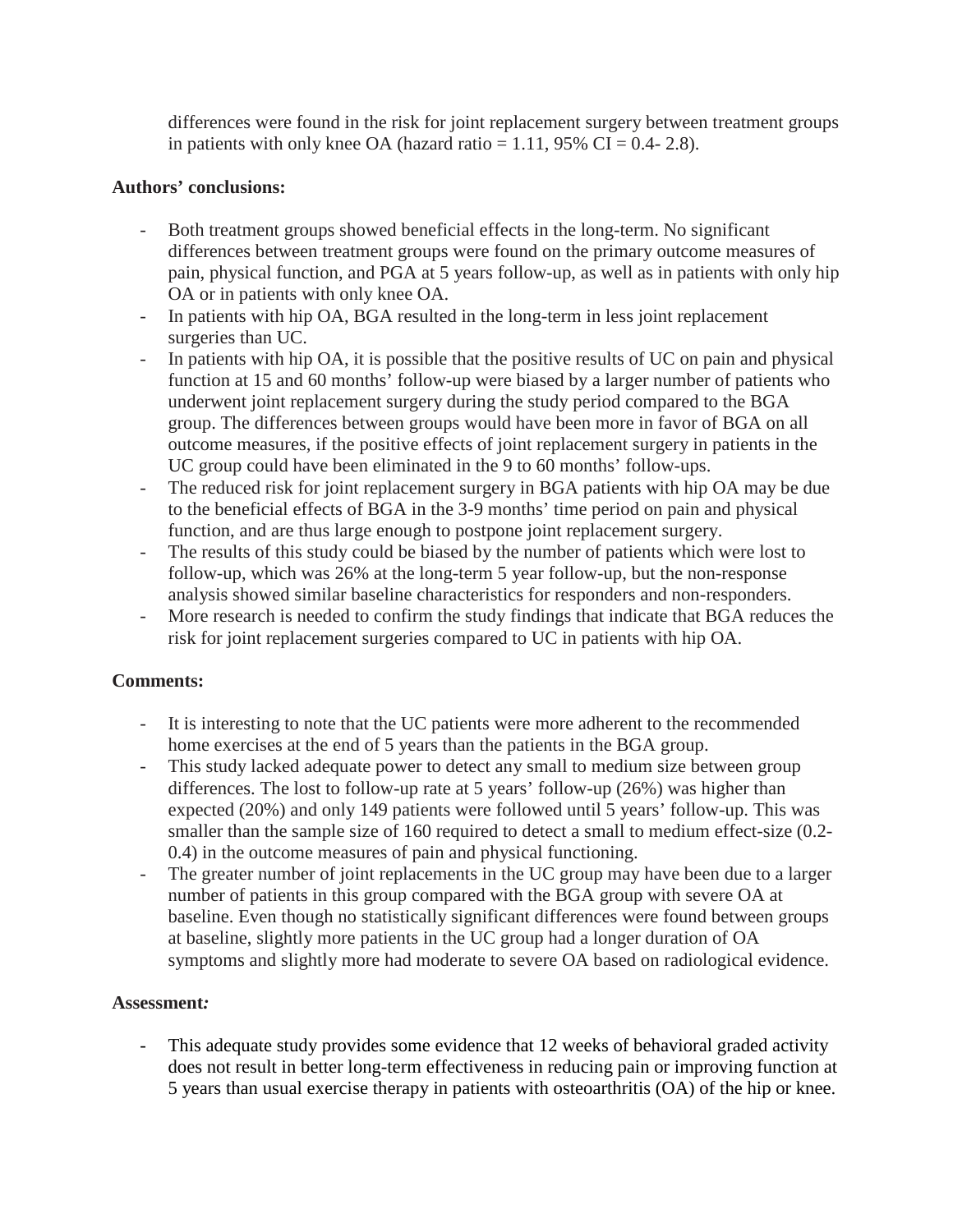differences were found in the risk for joint replacement surgery between treatment groups in patients with only knee OA (hazard ratio = 1.11, 95% CI = 0.4- 2.8).

**Authors' conclusions:**

- Both treatment groups showed beneficial effects in the long-term. No significant differences between treatment groups were found on the primary outcome measures of pain, physical function, and PGA at 5 years follow-up, as well as in patients with only hip OA or in patients with only knee OA.
- In patients with hip OA, BGA resulted in the long-term in less joint replacement surgeries than UC.
- In patients with hip OA, it is possible that the positive results of UC on pain and physical function at 15 and 60 months' follow-up were biased by a larger number of patients who underwent joint replacement surgery during the study period compared to the BGA group. The differences between groups would have been more in favor of BGA on all outcome measures, if the positive effects of joint replacement surgery in patients in the UC group could have been eliminated in the 9 to 60 months' follow-ups.
- The reduced risk for joint replacement surgery in BGA patients with hip OA may be due to the beneficial effects of BGA in the 3-9 months' time period on pain and physical function, and are thus large enough to postpone joint replacement surgery.
- The results of this study could be biased by the number of patients which were lost to follow-up, which was 26% at the long-term 5 year follow-up, but the non-response analysis showed similar baseline characteristics for responders and non-responders.
- More research is needed to confirm the study findings that indicate that BGA reduces the risk for joint replacement surgeries compared to UC in patients with hip OA.

**Comments:**

- It is interesting to note that the UC patients were more adherent to the recommended home exercises at the end of 5 years than the patients in the BGA group.
- This study lacked adequate power to detect any small to medium size between group differences. The lost to follow-up rate at 5 years' follow-up (26%) was higher than expected (20%) and only 149 patients were followed until 5 years' follow-up. This was smaller than the sample size of 160 required to detect a small to medium effect-size (0.2-0.4) in the outcome measures of pain and physical functioning.
- The greater number of joint replacements in the UC group may have been due to a larger number of patients in this group compared with the BGA group with severe OA at baseline. Even though no statistically significant differences were found between groups at baseline, slightly more patients in the UC group had a longer duration of OA symptoms and slightly more had moderate to severe OA based on radiological evidence.

**Assessment*:***

- This adequate study provides some evidence that 12 weeks of behavioral graded activity does not result in better long-term effectiveness in reducing pain or improving function at 5 years than usual exercise therapy in patients with osteoarthritis (OA) of the hip or knee.